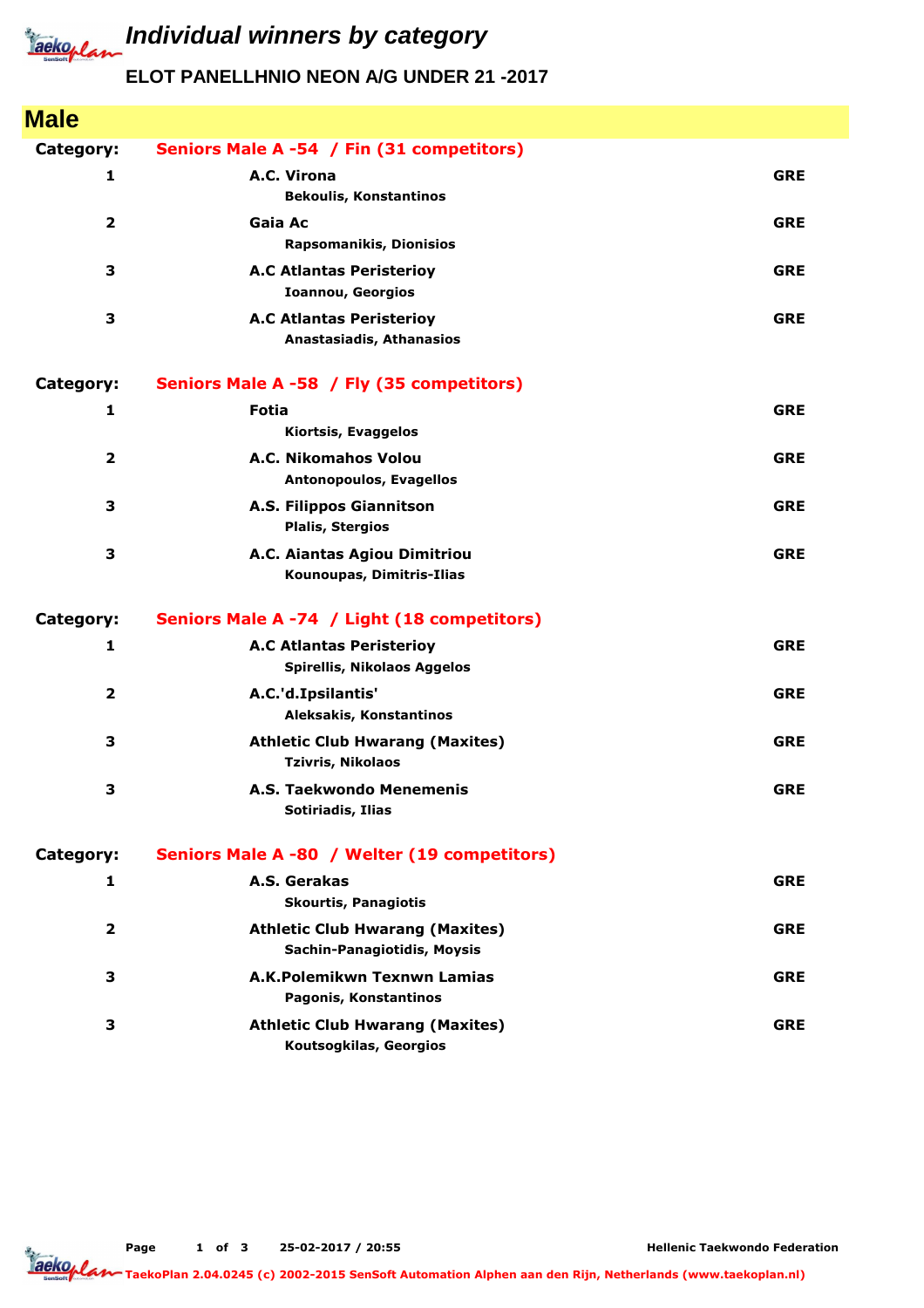# Individual winners by category

## ELOT PANELLHNIO NEON A/G UNDER 21 -2017

## Male

**Category: Seniors Male A -54 / Fin (31 competitors)**

| Place | Club / Name | Country |
|---|---|---|
| 1 | **A.C. Virona**<br>Bekoulis, Konstantinos | GRE |
| 2 | **Gaia Ac**<br>Rapsomanikis, Dionisios | GRE |
| 3 | **A.C Atlantas Peristerioy**<br>Ioannou, Georgios | GRE |
| 3 | **A.C Atlantas Peristerioy**<br>Anastasiadis, Athanasios | GRE |

**Category: Seniors Male A -58 / Fly (35 competitors)**

| Place | Club / Name | Country |
|---|---|---|
| 1 | **Fotia**<br>Kiortsis, Evaggelos | GRE |
| 2 | **A.C. Nikomahos Volou**<br>Antonopoulos, Evagellos | GRE |
| 3 | **A.S. Filippos Giannitson**<br>Plalis, Stergios | GRE |
| 3 | **A.C. Aiantas Agiou Dimitriou**<br>Kounoupas, Dimitris-Ilias | GRE |

**Category: Seniors Male A -74 / Light (18 competitors)**

| Place | Club / Name | Country |
|---|---|---|
| 1 | **A.C Atlantas Peristerioy**<br>Spirellis, Nikolaos Aggelos | GRE |
| 2 | **A.C.'d.Ipsilantis'**<br>Aleksakis, Konstantinos | GRE |
| 3 | **Athletic Club Hwarang (Maxites)**<br>Tzivris, Nikolaos | GRE |
| 3 | **A.S. Taekwondo Menemenis**<br>Sotiriadis, Ilias | GRE |

**Category: Seniors Male A -80 / Welter (19 competitors)**

| Place | Club / Name | Country |
|---|---|---|
| 1 | **A.S. Gerakas**<br>Skourtis, Panagiotis | GRE |
| 2 | **Athletic Club Hwarang (Maxites)**<br>Sachin-Panagiotidis, Moysis | GRE |
| 3 | **A.K.Polemikwn Texnwn Lamias**<br>Pagonis, Konstantinos | GRE |
| 3 | **Athletic Club Hwarang (Maxites)**<br>Koutsogkilas, Georgios | GRE |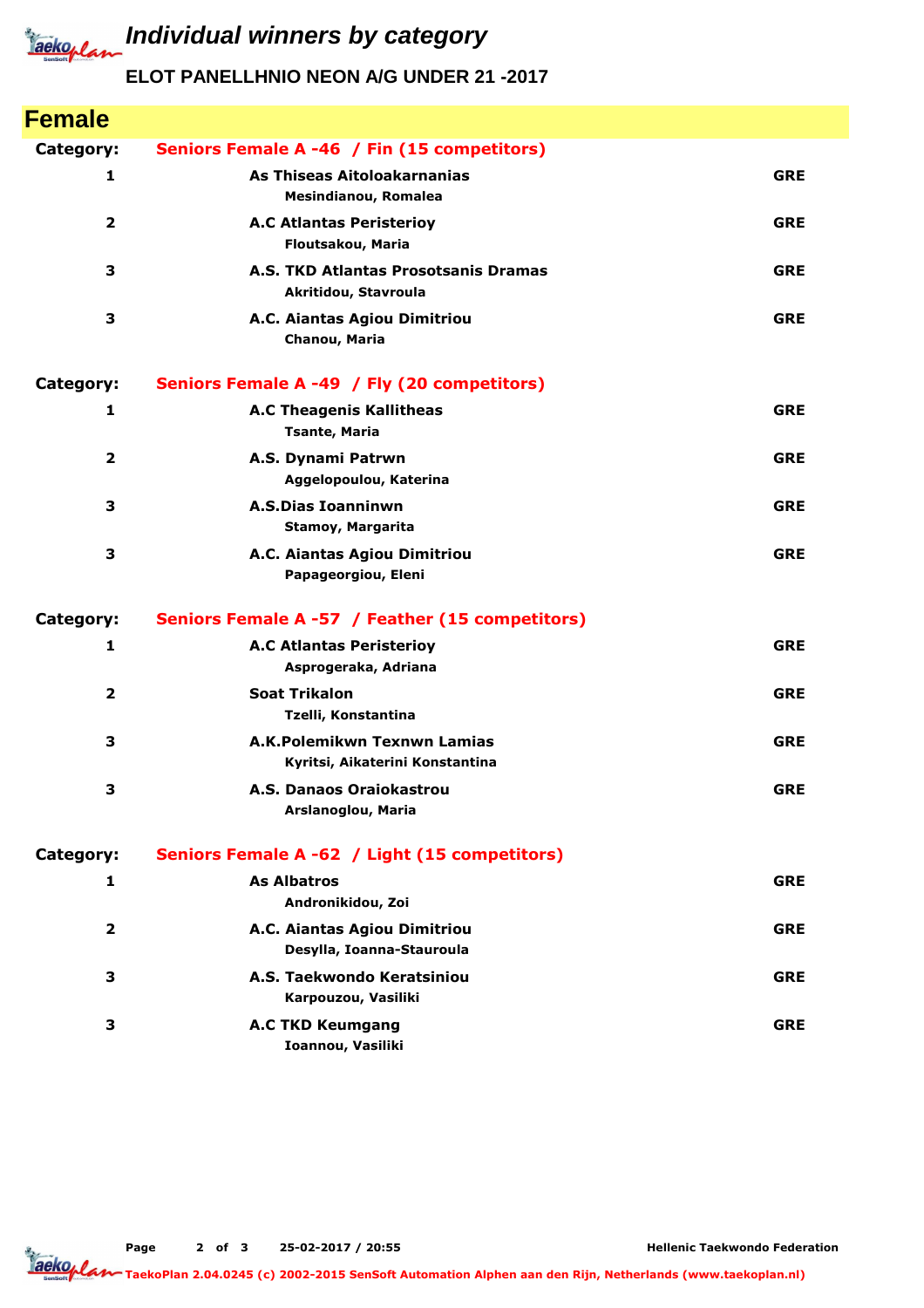# Individual winners by category

## ELOT PANELLHNIO NEON A/G UNDER 21 -2017

## Female

**Category: Seniors Female A -46 / Fin (15 competitors)**

| Place | Club / Name | Country |
|---|---|---|
| 1 | **As Thiseas Aitoloakarnanias**<br>Mesindianou, Romalea | GRE |
| 2 | **A.C Atlantas Peristerioy**<br>Floutsakou, Maria | GRE |
| 3 | **A.S. TKD Atlantas Prosotsanis Dramas**<br>Akritidou, Stavroula | GRE |
| 3 | **A.C. Aiantas Agiou Dimitriou**<br>Chanou, Maria | GRE |

**Category: Seniors Female A -49 / Fly (20 competitors)**

| Place | Club / Name | Country |
|---|---|---|
| 1 | **A.C Theagenis Kallitheas**<br>Tsante, Maria | GRE |
| 2 | **A.S. Dynami Patrwn**<br>Aggelopoulou, Katerina | GRE |
| 3 | **A.S.Dias Ioanninwn**<br>Stamoy, Margarita | GRE |
| 3 | **A.C. Aiantas Agiou Dimitriou**<br>Papageorgiou, Eleni | GRE |

**Category: Seniors Female A -57 / Feather (15 competitors)**

| Place | Club / Name | Country |
|---|---|---|
| 1 | **A.C Atlantas Peristerioy**<br>Asprogeraka, Adriana | GRE |
| 2 | **Soat Trikalon**<br>Tzelli, Konstantina | GRE |
| 3 | **A.K.Polemikwn Texnwn Lamias**<br>Kyritsi, Aikaterini Konstantina | GRE |
| 3 | **A.S. Danaos Oraiokastrou**<br>Arslanoglou, Maria | GRE |

**Category: Seniors Female A -62 / Light (15 competitors)**

| Place | Club / Name | Country |
|---|---|---|
| 1 | **As Albatros**<br>Andronikidou, Zoi | GRE |
| 2 | **A.C. Aiantas Agiou Dimitriou**<br>Desylla, Ioanna-Stauroula | GRE |
| 3 | **A.S. Taekwondo Keratsiniou**<br>Karpouzou, Vasiliki | GRE |
| 3 | **A.C TKD Keumgang**<br>Ioannou, Vasiliki | GRE |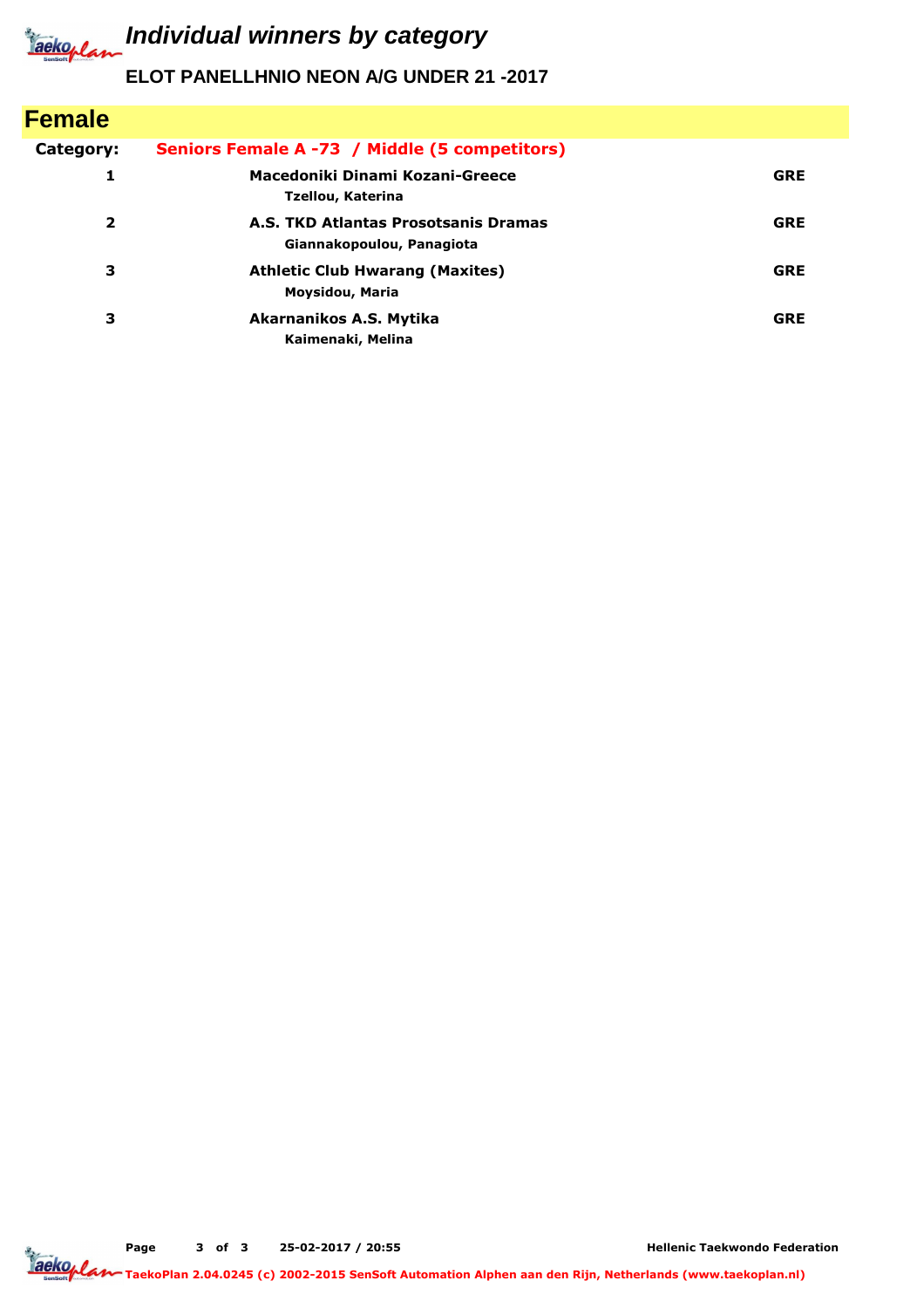# Individual winners by category

## ELOT PANELLHNIO NEON A/G UNDER 21 -2017

## Female

**Category:** **Seniors Female A -73 / Middle (5 competitors)**

| | | |
|---|---|---|
| 1 | **Macedoniki Dinami Kozani-Greece**<br>Tzellou, Katerina | GRE |
| 2 | **A.S. TKD Atlantas Prosotsanis Dramas**<br>Giannakopoulou, Panagiota | GRE |
| 3 | **Athletic Club Hwarang (Maxites)**<br>Moysidou, Maria | GRE |
| 3 | **Akarnanikos A.S. Mytika**<br>Kaimenaki, Melina | GRE |

25-02-2017 / 20:55

Hellenic Taekwondo Federation

TaekoPlan 2.04.0245 (c) 2002-2015 SenSoft Automation Alphen aan den Rijn, Netherlands (www.taekoplan.nl)